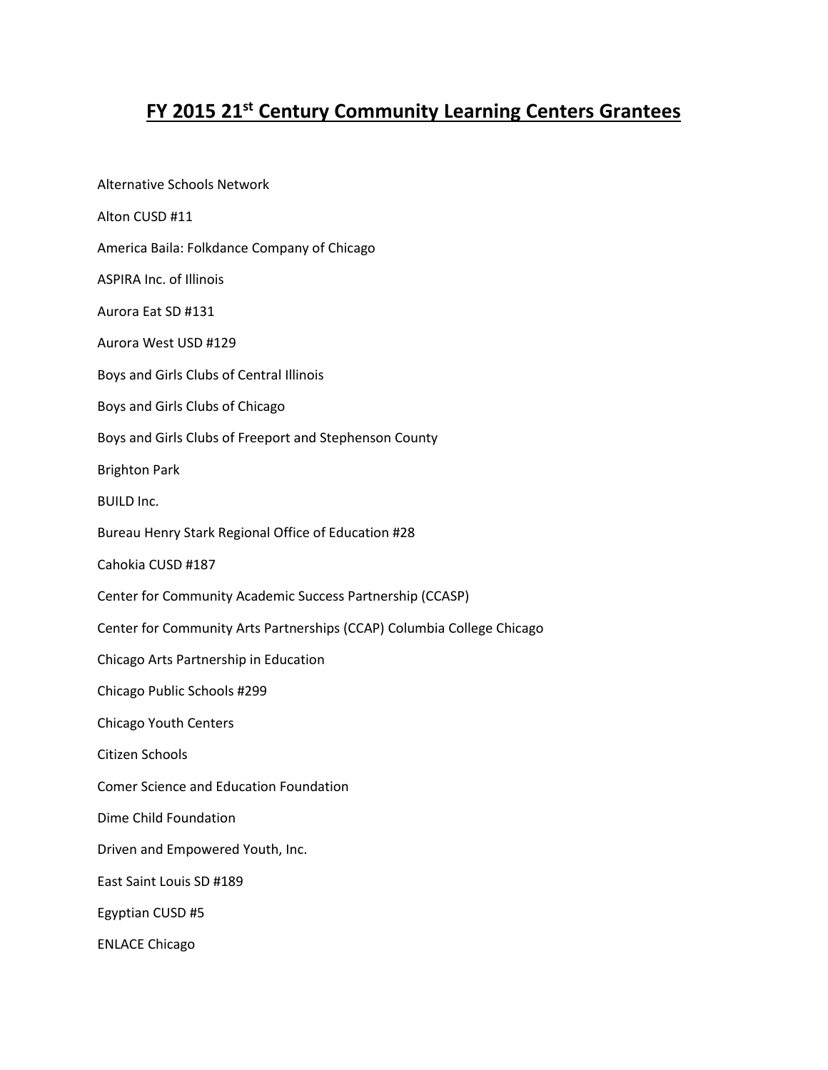# FY 2015 21st Century Community Learning Centers Grantees

Alternative Schools Network

Alton CUSD #11

America Baila: Folkdance Company of Chicago

ASPIRA Inc. of Illinois

Aurora Eat SD #131

Aurora West USD #129

Boys and Girls Clubs of Central Illinois

Boys and Girls Clubs of Chicago

Boys and Girls Clubs of Freeport and Stephenson County

Brighton Park

BUILD Inc.

Bureau Henry Stark Regional Office of Education #28

Cahokia CUSD #187

Center for Community Academic Success Partnership (CCASP)

Center for Community Arts Partnerships (CCAP) Columbia College Chicago

Chicago Arts Partnership in Education

Chicago Public Schools #299

Chicago Youth Centers

Citizen Schools

Comer Science and Education Foundation

Dime Child Foundation

Driven and Empowered Youth, Inc.

East Saint Louis SD #189

Egyptian CUSD #5

ENLACE Chicago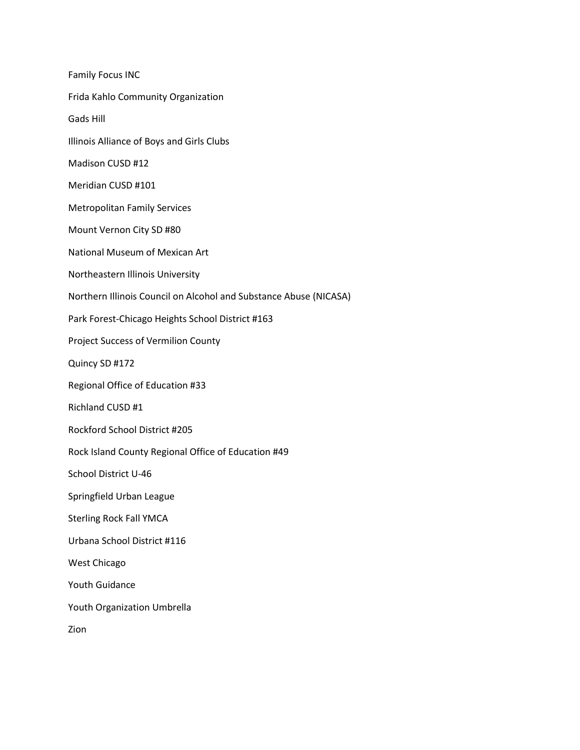Family Focus INC

Frida Kahlo Community Organization

Gads Hill

Illinois Alliance of Boys and Girls Clubs

Madison CUSD #12

Meridian CUSD #101

Metropolitan Family Services

Mount Vernon City SD #80

National Museum of Mexican Art

Northeastern Illinois University

Northern Illinois Council on Alcohol and Substance Abuse (NICASA)

Park Forest-Chicago Heights School District #163

Project Success of Vermilion County

Quincy SD #172

Regional Office of Education #33

Richland CUSD #1

Rockford School District #205

Rock Island County Regional Office of Education #49

School District U-46

Springfield Urban League

Sterling Rock Fall YMCA

Urbana School District #116

West Chicago

Youth Guidance

Youth Organization Umbrella

Zion